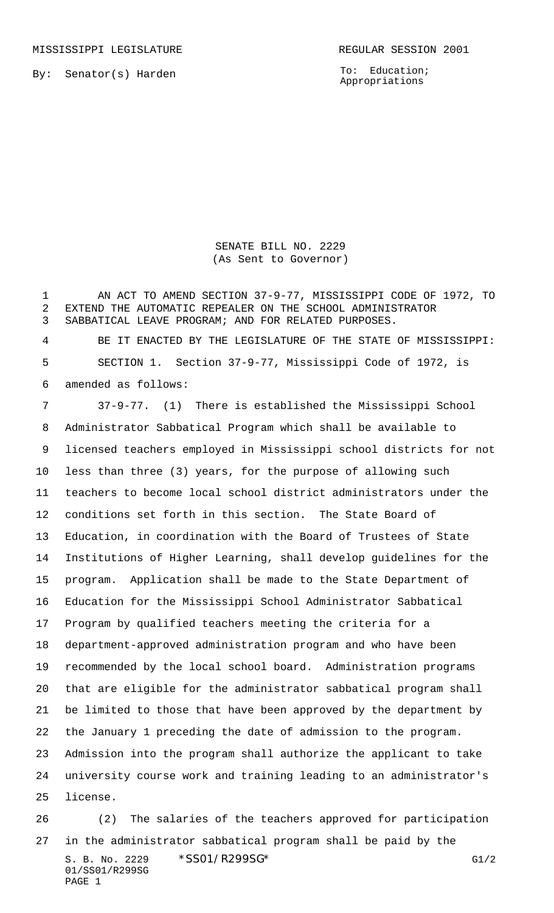MISSISSIPPI LEGISLATURE REGULAR SESSION 2001

By: Senator(s) Harden

To: Education; Appropriations

SENATE BILL NO. 2229
(As Sent to Governor)

AN ACT TO AMEND SECTION 37-9-77, MISSISSIPPI CODE OF 1972, TO EXTEND THE AUTOMATIC REPEALER ON THE SCHOOL ADMINISTRATOR SABBATICAL LEAVE PROGRAM; AND FOR RELATED PURPOSES.

BE IT ENACTED BY THE LEGISLATURE OF THE STATE OF MISSISSIPPI:

SECTION 1. Section 37-9-77, Mississippi Code of 1972, is amended as follows:

37-9-77. (1) There is established the Mississippi School Administrator Sabbatical Program which shall be available to licensed teachers employed in Mississippi school districts for not less than three (3) years, for the purpose of allowing such teachers to become local school district administrators under the conditions set forth in this section. The State Board of Education, in coordination with the Board of Trustees of State Institutions of Higher Learning, shall develop guidelines for the program. Application shall be made to the State Department of Education for the Mississippi School Administrator Sabbatical Program by qualified teachers meeting the criteria for a department-approved administration program and who have been recommended by the local school board. Administration programs that are eligible for the administrator sabbatical program shall be limited to those that have been approved by the department by the January 1 preceding the date of admission to the program. Admission into the program shall authorize the applicant to take university course work and training leading to an administrator's license.

(2) The salaries of the teachers approved for participation in the administrator sabbatical program shall be paid by the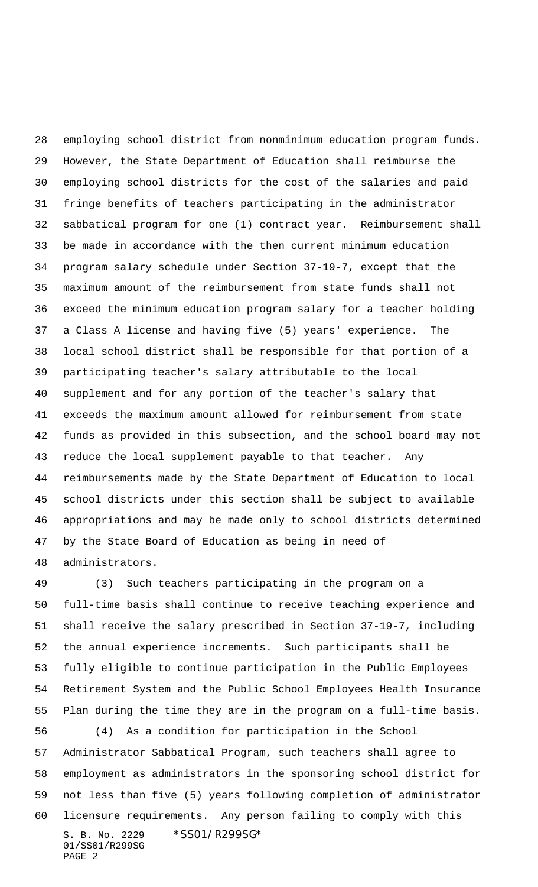employing school district from nonminimum education program funds. However, the State Department of Education shall reimburse the employing school districts for the cost of the salaries and paid fringe benefits of teachers participating in the administrator sabbatical program for one (1) contract year. Reimbursement shall be made in accordance with the then current minimum education program salary schedule under Section 37-19-7, except that the maximum amount of the reimbursement from state funds shall not exceed the minimum education program salary for a teacher holding a Class A license and having five (5) years' experience. The local school district shall be responsible for that portion of a participating teacher's salary attributable to the local supplement and for any portion of the teacher's salary that exceeds the maximum amount allowed for reimbursement from state funds as provided in this subsection, and the school board may not reduce the local supplement payable to that teacher. Any reimbursements made by the State Department of Education to local school districts under this section shall be subject to available appropriations and may be made only to school districts determined by the State Board of Education as being in need of administrators.

(3) Such teachers participating in the program on a full-time basis shall continue to receive teaching experience and shall receive the salary prescribed in Section 37-19-7, including the annual experience increments. Such participants shall be fully eligible to continue participation in the Public Employees Retirement System and the Public School Employees Health Insurance Plan during the time they are in the program on a full-time basis.

(4) As a condition for participation in the School Administrator Sabbatical Program, such teachers shall agree to employment as administrators in the sponsoring school district for not less than five (5) years following completion of administrator licensure requirements. Any person failing to comply with this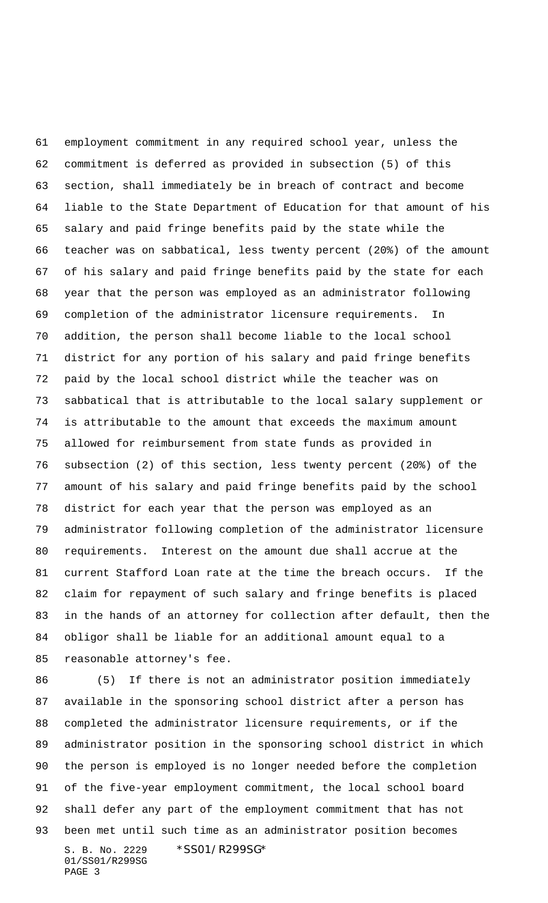employment commitment in any required school year, unless the commitment is deferred as provided in subsection (5) of this section, shall immediately be in breach of contract and become liable to the State Department of Education for that amount of his salary and paid fringe benefits paid by the state while the teacher was on sabbatical, less twenty percent (20%) of the amount of his salary and paid fringe benefits paid by the state for each year that the person was employed as an administrator following completion of the administrator licensure requirements. In addition, the person shall become liable to the local school district for any portion of his salary and paid fringe benefits paid by the local school district while the teacher was on sabbatical that is attributable to the local salary supplement or is attributable to the amount that exceeds the maximum amount allowed for reimbursement from state funds as provided in subsection (2) of this section, less twenty percent (20%) of the amount of his salary and paid fringe benefits paid by the school district for each year that the person was employed as an administrator following completion of the administrator licensure requirements. Interest on the amount due shall accrue at the current Stafford Loan rate at the time the breach occurs. If the claim for repayment of such salary and fringe benefits is placed in the hands of an attorney for collection after default, then the obligor shall be liable for an additional amount equal to a reasonable attorney's fee.

(5) If there is not an administrator position immediately available in the sponsoring school district after a person has completed the administrator licensure requirements, or if the administrator position in the sponsoring school district in which the person is employed is no longer needed before the completion of the five-year employment commitment, the local school board shall defer any part of the employment commitment that has not been met until such time as an administrator position becomes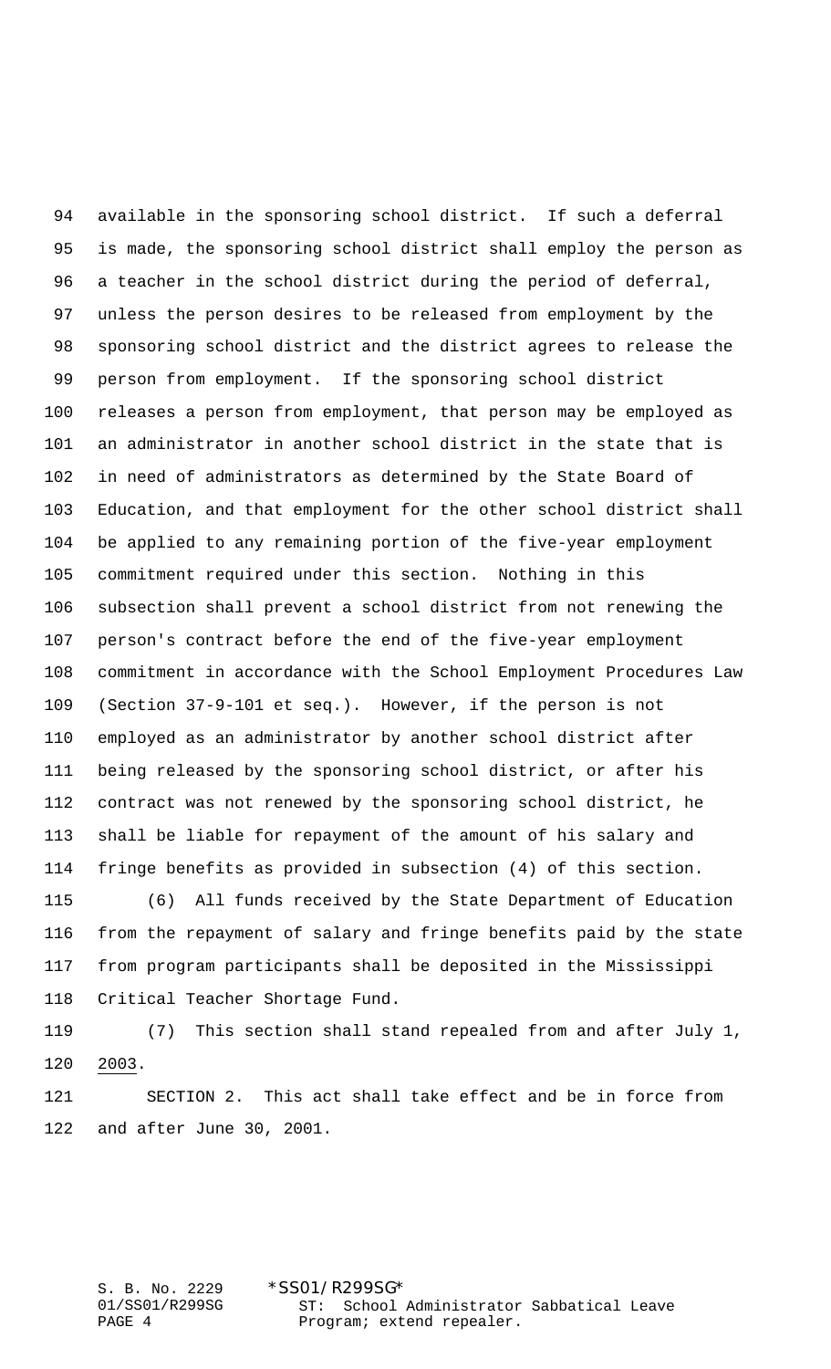available in the sponsoring school district. If such a deferral is made, the sponsoring school district shall employ the person as a teacher in the school district during the period of deferral, unless the person desires to be released from employment by the sponsoring school district and the district agrees to release the person from employment. If the sponsoring school district releases a person from employment, that person may be employed as an administrator in another school district in the state that is in need of administrators as determined by the State Board of Education, and that employment for the other school district shall be applied to any remaining portion of the five-year employment commitment required under this section. Nothing in this subsection shall prevent a school district from not renewing the person's contract before the end of the five-year employment commitment in accordance with the School Employment Procedures Law (Section 37-9-101 et seq.). However, if the person is not employed as an administrator by another school district after being released by the sponsoring school district, or after his contract was not renewed by the sponsoring school district, he shall be liable for repayment of the amount of his salary and fringe benefits as provided in subsection (4) of this section.

(6) All funds received by the State Department of Education from the repayment of salary and fringe benefits paid by the state from program participants shall be deposited in the Mississippi Critical Teacher Shortage Fund.

(7) This section shall stand repealed from and after July 1, 2003.

SECTION 2. This act shall take effect and be in force from and after June 30, 2001.